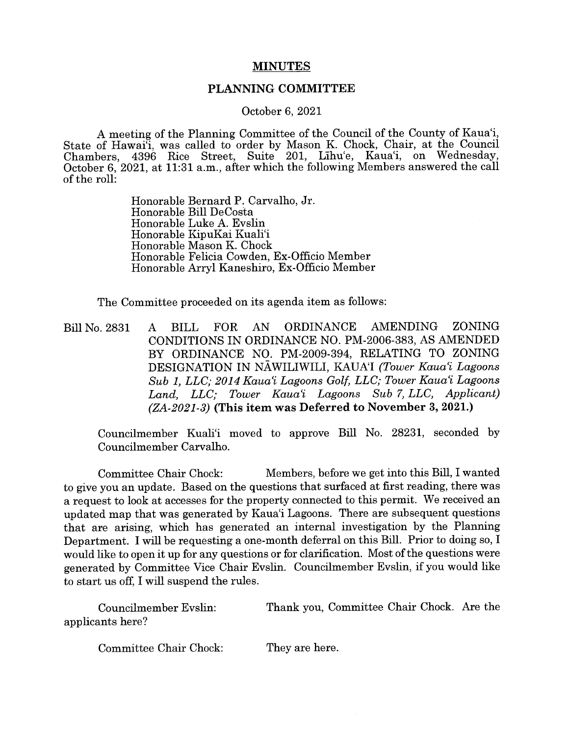# MINUTES

## PLANNING COMMITTEE

October 6, 2021

A meeting of the Planning Committee of the Council of the County of Kaua'i, State of Hawai'i, was called to order by Mason K. Chock, Chair, at the Council Chambers, 4396 Rice Street, Suite 201, Līhu'e, Kaua'i, on Wednesday, October 6, 2021, at 11:31 a.m., after which the following Members answered the call of the roll:

> Honorable Bernard P. Carvalho, Jr.
> Honorable Bill DeCosta
> Honorable Luke A. Evslin
> Honorable KipuKai Kuali'i
> Honorable Mason K. Chock
> Honorable Felicia Cowden, Ex-Officio Member
> Honorable Arryl Kaneshiro, Ex-Officio Member

The Committee proceeded on its agenda item as follows:

Bill No. 2831 A BILL FOR AN ORDINANCE AMENDING ZONING CONDITIONS IN ORDINANCE NO. PM-2006-383, AS AMENDED BY ORDINANCE NO. PM-2009-394, RELATING TO ZONING DESIGNATION IN NĀWILIWILI, KAUA'I *(Tower Kaua'i Lagoons Sub 1, LLC; 2014 Kaua'i Lagoons Golf, LLC; Tower Kaua'i Lagoons Land, LLC; Tower Kaua'i Lagoons Sub 7, LLC, Applicant) (ZA-2021-3)* **(This item was Deferred to November 3, 2021.)**

Councilmember Kuali'i moved to approve Bill No. 28231, seconded by Councilmember Carvalho.

Committee Chair Chock: Members, before we get into this Bill, I wanted to give you an update. Based on the questions that surfaced at first reading, there was a request to look at accesses for the property connected to this permit. We received an updated map that was generated by Kaua'i Lagoons. There are subsequent questions that are arising, which has generated an internal investigation by the Planning Department. I will be requesting a one-month deferral on this Bill. Prior to doing so, I would like to open it up for any questions or for clarification. Most of the questions were generated by Committee Vice Chair Evslin. Councilmember Evslin, if you would like to start us off, I will suspend the rules.

Councilmember Evslin: Thank you, Committee Chair Chock. Are the applicants here?

Committee Chair Chock: They are here.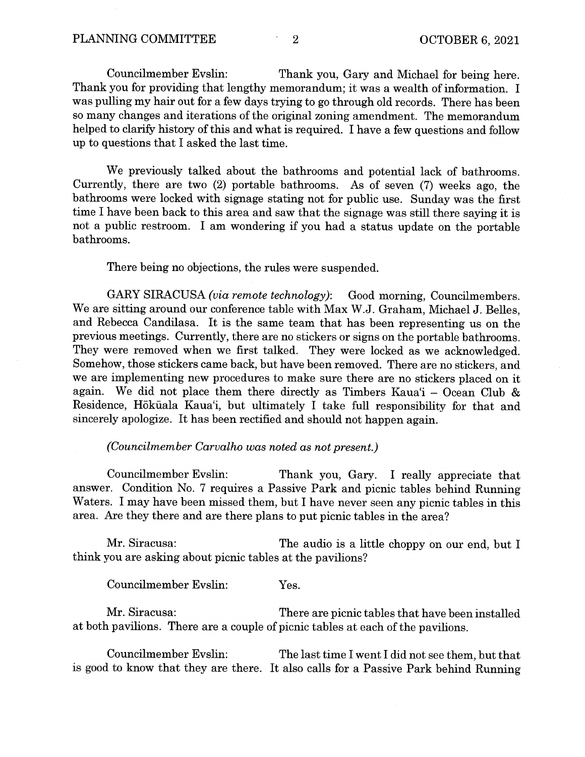Councilmember Evslin: Thank you, Gary and Michael for being here. Thank you for providing that lengthy memorandum; it was a wealth of information. I was pulling my hair out for a few days trying to go through old records. There has been so many changes and iterations of the original zoning amendment. The memorandum helped to clarify history of this and what is required. I have a few questions and follow up to questions that I asked the last time.

We previously talked about the bathrooms and potential lack of bathrooms. Currently, there are two (2) portable bathrooms. As of seven (7) weeks ago, the bathrooms were locked with signage stating not for public use. Sunday was the first time I have been back to this area and saw that the signage was still there saying it is not a public restroom. I am wondering if you had a status update on the portable bathrooms.

There being no objections, the rules were suspended.

GARY SIRACUSA *(via remote technology)*: Good morning, Councilmembers. We are sitting around our conference table with Max W.J. Graham, Michael J. Belles, and Rebecca Candilasa. It is the same team that has been representing us on the previous meetings. Currently, there are no stickers or signs on the portable bathrooms. They were removed when we first talked. They were locked as we acknowledged. Somehow, those stickers came back, but have been removed. There are no stickers, and we are implementing new procedures to make sure there are no stickers placed on it again. We did not place them there directly as Timbers Kaua'i – Ocean Club & Residence, Hōkūala Kaua'i, but ultimately I take full responsibility for that and sincerely apologize. It has been rectified and should not happen again.

*(Councilmember Carvalho was noted as not present.)*

Councilmember Evslin: Thank you, Gary. I really appreciate that answer. Condition No. 7 requires a Passive Park and picnic tables behind Running Waters. I may have been missed them, but I have never seen any picnic tables in this area. Are they there and are there plans to put picnic tables in the area?

Mr. Siracusa: The audio is a little choppy on our end, but I think you are asking about picnic tables at the pavilions?

Councilmember Evslin: Yes.

Mr. Siracusa: There are picnic tables that have been installed at both pavilions. There are a couple of picnic tables at each of the pavilions.

Councilmember Evslin: The last time I went I did not see them, but that is good to know that they are there. It also calls for a Passive Park behind Running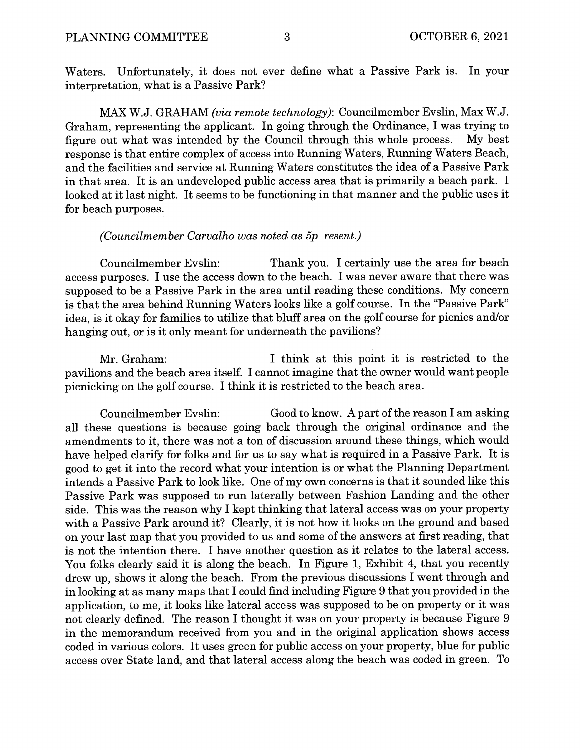Waters. Unfortunately, it does not ever define what a Passive Park is. In your interpretation, what is a Passive Park?

MAX W.J. GRAHAM *(via remote technology)*: Councilmember Evslin, Max W.J. Graham, representing the applicant. In going through the Ordinance, I was trying to figure out what was intended by the Council through this whole process. My best response is that entire complex of access into Running Waters, Running Waters Beach, and the facilities and service at Running Waters constitutes the idea of a Passive Park in that area. It is an undeveloped public access area that is primarily a beach park. I looked at it last night. It seems to be functioning in that manner and the public uses it for beach purposes.

*(Councilmember Carvalho was noted as 5p resent.)*

Councilmember Evslin: Thank you. I certainly use the area for beach access purposes. I use the access down to the beach. I was never aware that there was supposed to be a Passive Park in the area until reading these conditions. My concern is that the area behind Running Waters looks like a golf course. In the "Passive Park" idea, is it okay for families to utilize that bluff area on the golf course for picnics and/or hanging out, or is it only meant for underneath the pavilions?

Mr. Graham: I think at this point it is restricted to the pavilions and the beach area itself. I cannot imagine that the owner would want people picnicking on the golf course. I think it is restricted to the beach area.

Councilmember Evslin: Good to know. A part of the reason I am asking all these questions is because going back through the original ordinance and the amendments to it, there was not a ton of discussion around these things, which would have helped clarify for folks and for us to say what is required in a Passive Park. It is good to get it into the record what your intention is or what the Planning Department intends a Passive Park to look like. One of my own concerns is that it sounded like this Passive Park was supposed to run laterally between Fashion Landing and the other side. This was the reason why I kept thinking that lateral access was on your property with a Passive Park around it? Clearly, it is not how it looks on the ground and based on your last map that you provided to us and some of the answers at first reading, that is not the intention there. I have another question as it relates to the lateral access. You folks clearly said it is along the beach. In Figure 1, Exhibit 4, that you recently drew up, shows it along the beach. From the previous discussions I went through and in looking at as many maps that I could find including Figure 9 that you provided in the application, to me, it looks like lateral access was supposed to be on property or it was not clearly defined. The reason I thought it was on your property is because Figure 9 in the memorandum received from you and in the original application shows access coded in various colors. It uses green for public access on your property, blue for public access over State land, and that lateral access along the beach was coded in green. To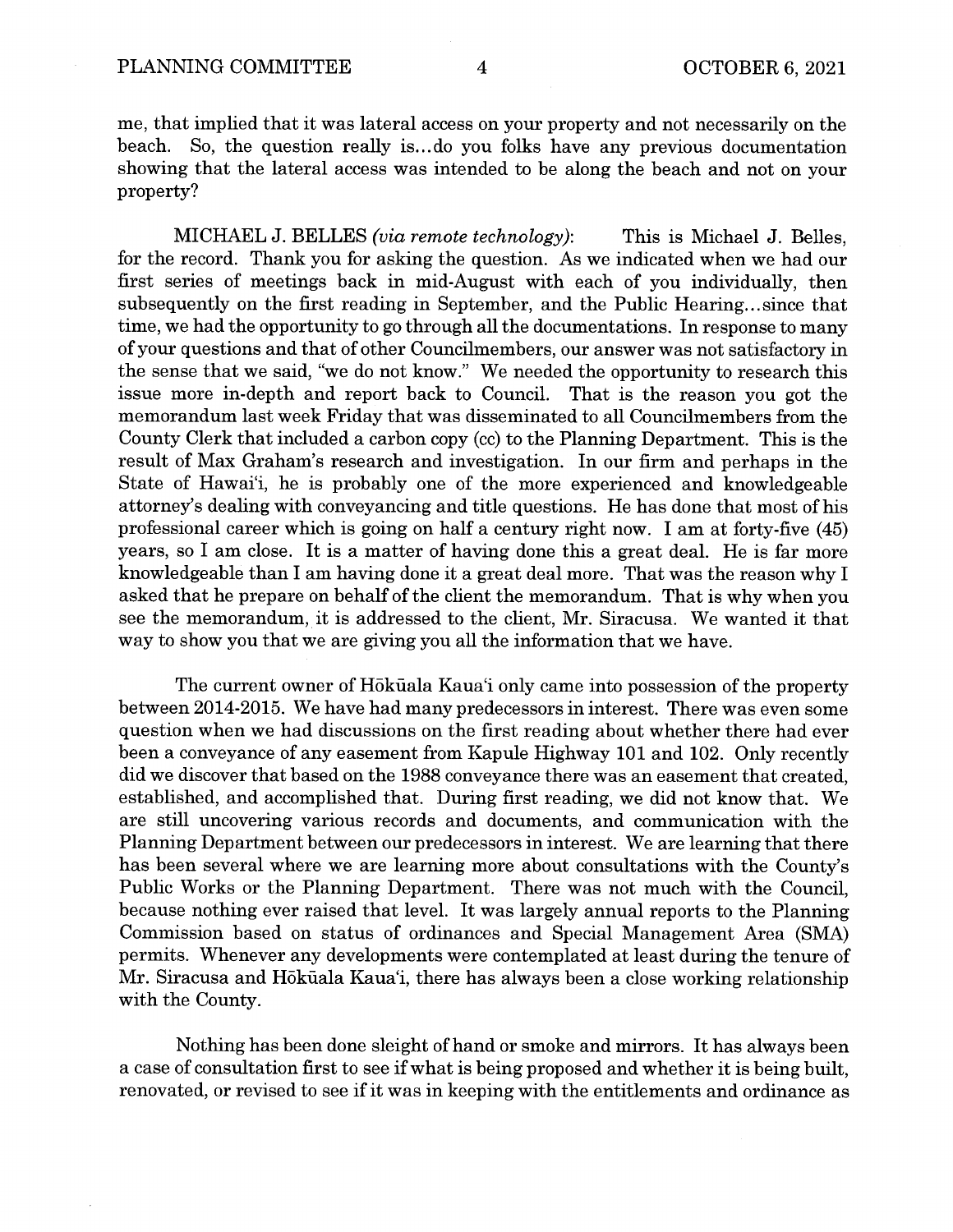me, that implied that it was lateral access on your property and not necessarily on the beach. So, the question really is...do you folks have any previous documentation showing that the lateral access was intended to be along the beach and not on your property?

MICHAEL J. BELLES *(via remote technology)*: This is Michael J. Belles, for the record. Thank you for asking the question. As we indicated when we had our first series of meetings back in mid-August with each of you individually, then subsequently on the first reading in September, and the Public Hearing...since that time, we had the opportunity to go through all the documentations. In response to many of your questions and that of other Councilmembers, our answer was not satisfactory in the sense that we said, "we do not know." We needed the opportunity to research this issue more in-depth and report back to Council. That is the reason you got the memorandum last week Friday that was disseminated to all Councilmembers from the County Clerk that included a carbon copy (cc) to the Planning Department. This is the result of Max Graham's research and investigation. In our firm and perhaps in the State of Hawai'i, he is probably one of the more experienced and knowledgeable attorney's dealing with conveyancing and title questions. He has done that most of his professional career which is going on half a century right now. I am at forty-five (45) years, so I am close. It is a matter of having done this a great deal. He is far more knowledgeable than I am having done it a great deal more. That was the reason why I asked that he prepare on behalf of the client the memorandum. That is why when you see the memorandum, it is addressed to the client, Mr. Siracusa. We wanted it that way to show you that we are giving you all the information that we have.

The current owner of Hōkūala Kaua'i only came into possession of the property between 2014-2015. We have had many predecessors in interest. There was even some question when we had discussions on the first reading about whether there had ever been a conveyance of any easement from Kapule Highway 101 and 102. Only recently did we discover that based on the 1988 conveyance there was an easement that created, established, and accomplished that. During first reading, we did not know that. We are still uncovering various records and documents, and communication with the Planning Department between our predecessors in interest. We are learning that there has been several where we are learning more about consultations with the County's Public Works or the Planning Department. There was not much with the Council, because nothing ever raised that level. It was largely annual reports to the Planning Commission based on status of ordinances and Special Management Area (SMA) permits. Whenever any developments were contemplated at least during the tenure of Mr. Siracusa and Hōkūala Kaua'i, there has always been a close working relationship with the County.

Nothing has been done sleight of hand or smoke and mirrors. It has always been a case of consultation first to see if what is being proposed and whether it is being built, renovated, or revised to see if it was in keeping with the entitlements and ordinance as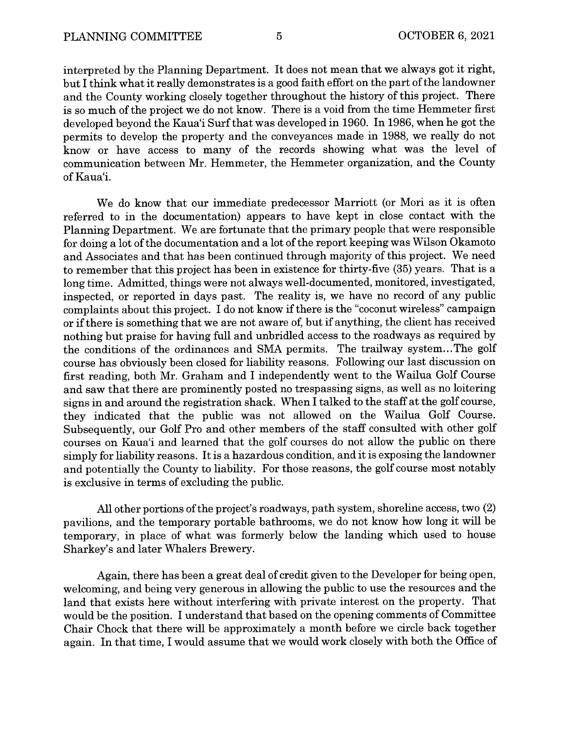interpreted by the Planning Department. It does not mean that we always got it right, but I think what it really demonstrates is a good faith effort on the part of the landowner and the County working closely together throughout the history of this project. There is so much of the project we do not know. There is a void from the time Hemmeter first developed beyond the Kaua'i Surf that was developed in 1960. In 1986, when he got the permits to develop the property and the conveyances made in 1988, we really do not know or have access to many of the records showing what was the level of communication between Mr. Hemmeter, the Hemmeter organization, and the County of Kaua'i.

We do know that our immediate predecessor Marriott (or Mori as it is often referred to in the documentation) appears to have kept in close contact with the Planning Department. We are fortunate that the primary people that were responsible for doing a lot of the documentation and a lot of the report keeping was Wilson Okamoto and Associates and that has been continued through majority of this project. We need to remember that this project has been in existence for thirty-five (35) years. That is a long time. Admitted, things were not always well-documented, monitored, investigated, inspected, or reported in days past. The reality is, we have no record of any public complaints about this project. I do not know if there is the "coconut wireless" campaign or if there is something that we are not aware of, but if anything, the client has received nothing but praise for having full and unbridled access to the roadways as required by the conditions of the ordinances and SMA permits. The trailway system...The golf course has obviously been closed for liability reasons. Following our last discussion on first reading, both Mr. Graham and I independently went to the Wailua Golf Course and saw that there are prominently posted no trespassing signs, as well as no loitering signs in and around the registration shack. When I talked to the staff at the golf course, they indicated that the public was not allowed on the Wailua Golf Course. Subsequently, our Golf Pro and other members of the staff consulted with other golf courses on Kaua'i and learned that the golf courses do not allow the public on there simply for liability reasons. It is a hazardous condition, and it is exposing the landowner and potentially the County to liability. For those reasons, the golf course most notably is exclusive in terms of excluding the public.

All other portions of the project's roadways, path system, shoreline access, two (2) pavilions, and the temporary portable bathrooms, we do not know how long it will be temporary, in place of what was formerly below the landing which used to house Sharkey's and later Whalers Brewery.

Again, there has been a great deal of credit given to the Developer for being open, welcoming, and being very generous in allowing the public to use the resources and the land that exists here without interfering with private interest on the property. That would be the position. I understand that based on the opening comments of Committee Chair Chock that there will be approximately a month before we circle back together again. In that time, I would assume that we would work closely with both the Office of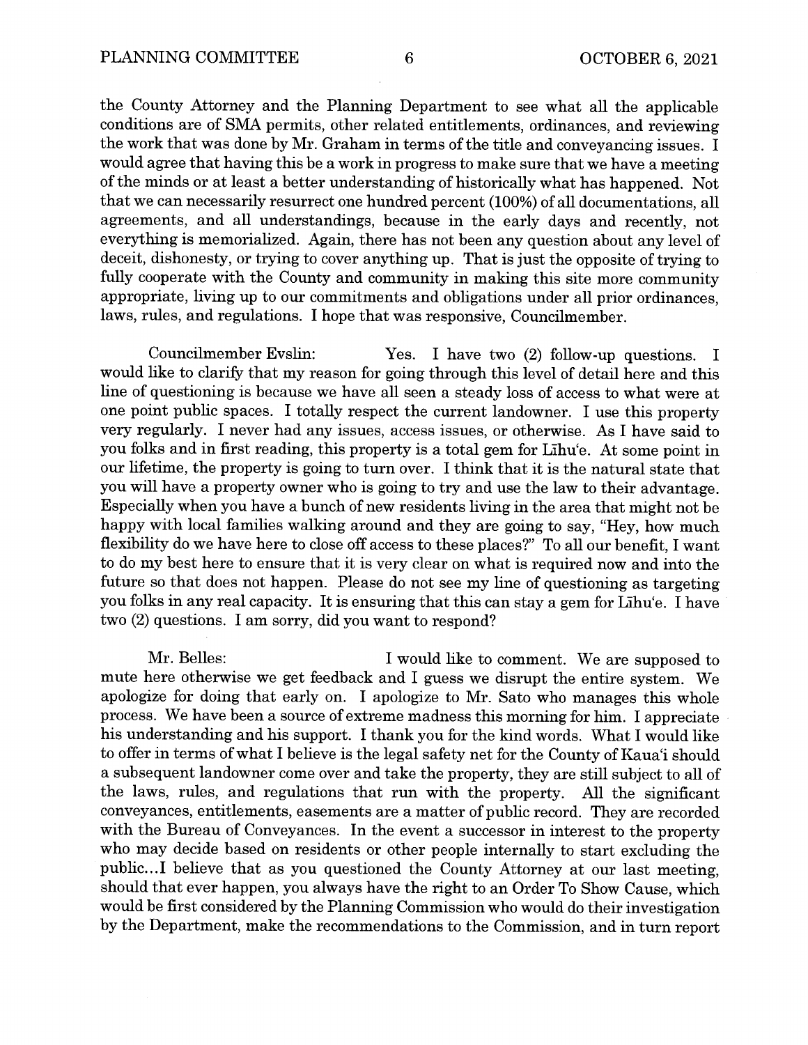the County Attorney and the Planning Department to see what all the applicable conditions are of SMA permits, other related entitlements, ordinances, and reviewing the work that was done by Mr. Graham in terms of the title and conveyancing issues. I would agree that having this be a work in progress to make sure that we have a meeting of the minds or at least a better understanding of historically what has happened. Not that we can necessarily resurrect one hundred percent (100%) of all documentations, all agreements, and all understandings, because in the early days and recently, not everything is memorialized. Again, there has not been any question about any level of deceit, dishonesty, or trying to cover anything up. That is just the opposite of trying to fully cooperate with the County and community in making this site more community appropriate, living up to our commitments and obligations under all prior ordinances, laws, rules, and regulations. I hope that was responsive, Councilmember.

Councilmember Evslin: Yes. I have two (2) follow-up questions. I would like to clarify that my reason for going through this level of detail here and this line of questioning is because we have all seen a steady loss of access to what were at one point public spaces. I totally respect the current landowner. I use this property very regularly. I never had any issues, access issues, or otherwise. As I have said to you folks and in first reading, this property is a total gem for Līhu'e. At some point in our lifetime, the property is going to turn over. I think that it is the natural state that you will have a property owner who is going to try and use the law to their advantage. Especially when you have a bunch of new residents living in the area that might not be happy with local families walking around and they are going to say, "Hey, how much flexibility do we have here to close off access to these places?" To all our benefit, I want to do my best here to ensure that it is very clear on what is required now and into the future so that does not happen. Please do not see my line of questioning as targeting you folks in any real capacity. It is ensuring that this can stay a gem for Līhu'e. I have two (2) questions. I am sorry, did you want to respond?

Mr. Belles: I would like to comment. We are supposed to mute here otherwise we get feedback and I guess we disrupt the entire system. We apologize for doing that early on. I apologize to Mr. Sato who manages this whole process. We have been a source of extreme madness this morning for him. I appreciate his understanding and his support. I thank you for the kind words. What I would like to offer in terms of what I believe is the legal safety net for the County of Kaua'i should a subsequent landowner come over and take the property, they are still subject to all of the laws, rules, and regulations that run with the property. All the significant conveyances, entitlements, easements are a matter of public record. They are recorded with the Bureau of Conveyances. In the event a successor in interest to the property who may decide based on residents or other people internally to start excluding the public...I believe that as you questioned the County Attorney at our last meeting, should that ever happen, you always have the right to an Order To Show Cause, which would be first considered by the Planning Commission who would do their investigation by the Department, make the recommendations to the Commission, and in turn report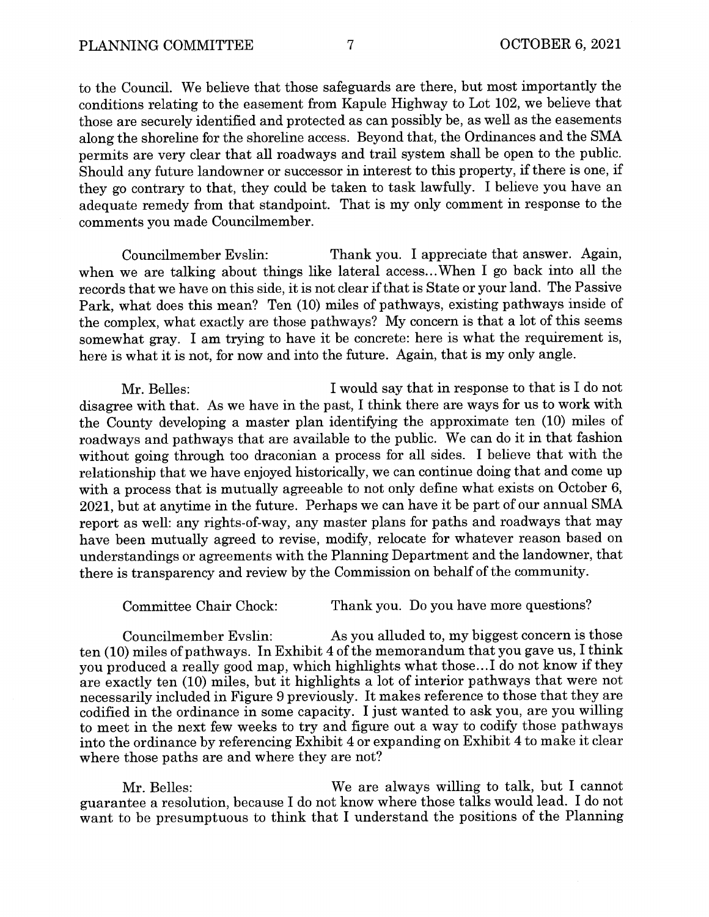to the Council. We believe that those safeguards are there, but most importantly the conditions relating to the easement from Kapule Highway to Lot 102, we believe that those are securely identified and protected as can possibly be, as well as the easements along the shoreline for the shoreline access. Beyond that, the Ordinances and the SMA permits are very clear that all roadways and trail system shall be open to the public. Should any future landowner or successor in interest to this property, if there is one, if they go contrary to that, they could be taken to task lawfully. I believe you have an adequate remedy from that standpoint. That is my only comment in response to the comments you made Councilmember.

Councilmember Evslin: Thank you. I appreciate that answer. Again, when we are talking about things like lateral access...When I go back into all the records that we have on this side, it is not clear if that is State or your land. The Passive Park, what does this mean? Ten (10) miles of pathways, existing pathways inside of the complex, what exactly are those pathways? My concern is that a lot of this seems somewhat gray. I am trying to have it be concrete: here is what the requirement is, here is what it is not, for now and into the future. Again, that is my only angle.

Mr. Belles: I would say that in response to that is I do not disagree with that. As we have in the past, I think there are ways for us to work with the County developing a master plan identifying the approximate ten (10) miles of roadways and pathways that are available to the public. We can do it in that fashion without going through too draconian a process for all sides. I believe that with the relationship that we have enjoyed historically, we can continue doing that and come up with a process that is mutually agreeable to not only define what exists on October 6, 2021, but at anytime in the future. Perhaps we can have it be part of our annual SMA report as well: any rights-of-way, any master plans for paths and roadways that may have been mutually agreed to revise, modify, relocate for whatever reason based on understandings or agreements with the Planning Department and the landowner, that there is transparency and review by the Commission on behalf of the community.

Committee Chair Chock: Thank you. Do you have more questions?

Councilmember Evslin: As you alluded to, my biggest concern is those ten (10) miles of pathways. In Exhibit 4 of the memorandum that you gave us, I think you produced a really good map, which highlights what those...I do not know if they are exactly ten (10) miles, but it highlights a lot of interior pathways that were not necessarily included in Figure 9 previously. It makes reference to those that they are codified in the ordinance in some capacity. I just wanted to ask you, are you willing to meet in the next few weeks to try and figure out a way to codify those pathways into the ordinance by referencing Exhibit 4 or expanding on Exhibit 4 to make it clear where those paths are and where they are not?

Mr. Belles: We are always willing to talk, but I cannot guarantee a resolution, because I do not know where those talks would lead. I do not want to be presumptuous to think that I understand the positions of the Planning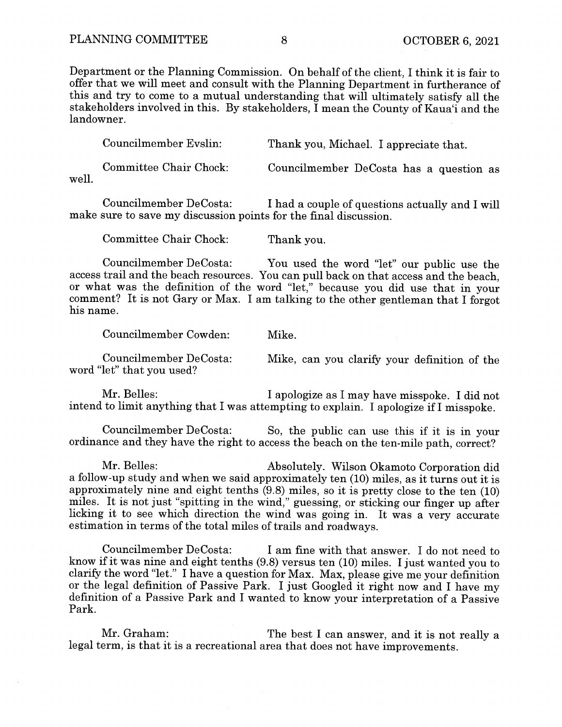Department or the Planning Commission. On behalf of the client, I think it is fair to offer that we will meet and consult with the Planning Department in furtherance of this and try to come to a mutual understanding that will ultimately satisfy all the stakeholders involved in this. By stakeholders, I mean the County of Kaua'i and the landowner.

Councilmember Evslin: Thank you, Michael. I appreciate that.

Committee Chair Chock: Councilmember DeCosta has a question as well.

Councilmember DeCosta: I had a couple of questions actually and I will make sure to save my discussion points for the final discussion.

Committee Chair Chock: Thank you.

Councilmember DeCosta: You used the word "let" our public use the access trail and the beach resources. You can pull back on that access and the beach, or what was the definition of the word "let," because you did use that in your comment? It is not Gary or Max. I am talking to the other gentleman that I forgot his name.

Councilmember Cowden: Mike.

Councilmember DeCosta: Mike, can you clarify your definition of the word "let" that you used?

Mr. Belles: I apologize as I may have misspoke. I did not intend to limit anything that I was attempting to explain. I apologize if I misspoke.

Councilmember DeCosta: So, the public can use this if it is in your ordinance and they have the right to access the beach on the ten-mile path, correct?

Mr. Belles: Absolutely. Wilson Okamoto Corporation did a follow-up study and when we said approximately ten (10) miles, as it turns out it is approximately nine and eight tenths (9.8) miles, so it is pretty close to the ten (10) miles. It is not just "spitting in the wind," guessing, or sticking our finger up after licking it to see which direction the wind was going in. It was a very accurate estimation in terms of the total miles of trails and roadways.

Councilmember DeCosta: I am fine with that answer. I do not need to know if it was nine and eight tenths (9.8) versus ten (10) miles. I just wanted you to clarify the word "let." I have a question for Max. Max, please give me your definition or the legal definition of Passive Park. I just Googled it right now and I have my definition of a Passive Park and I wanted to know your interpretation of a Passive Park.

Mr. Graham: The best I can answer, and it is not really a legal term, is that it is a recreational area that does not have improvements.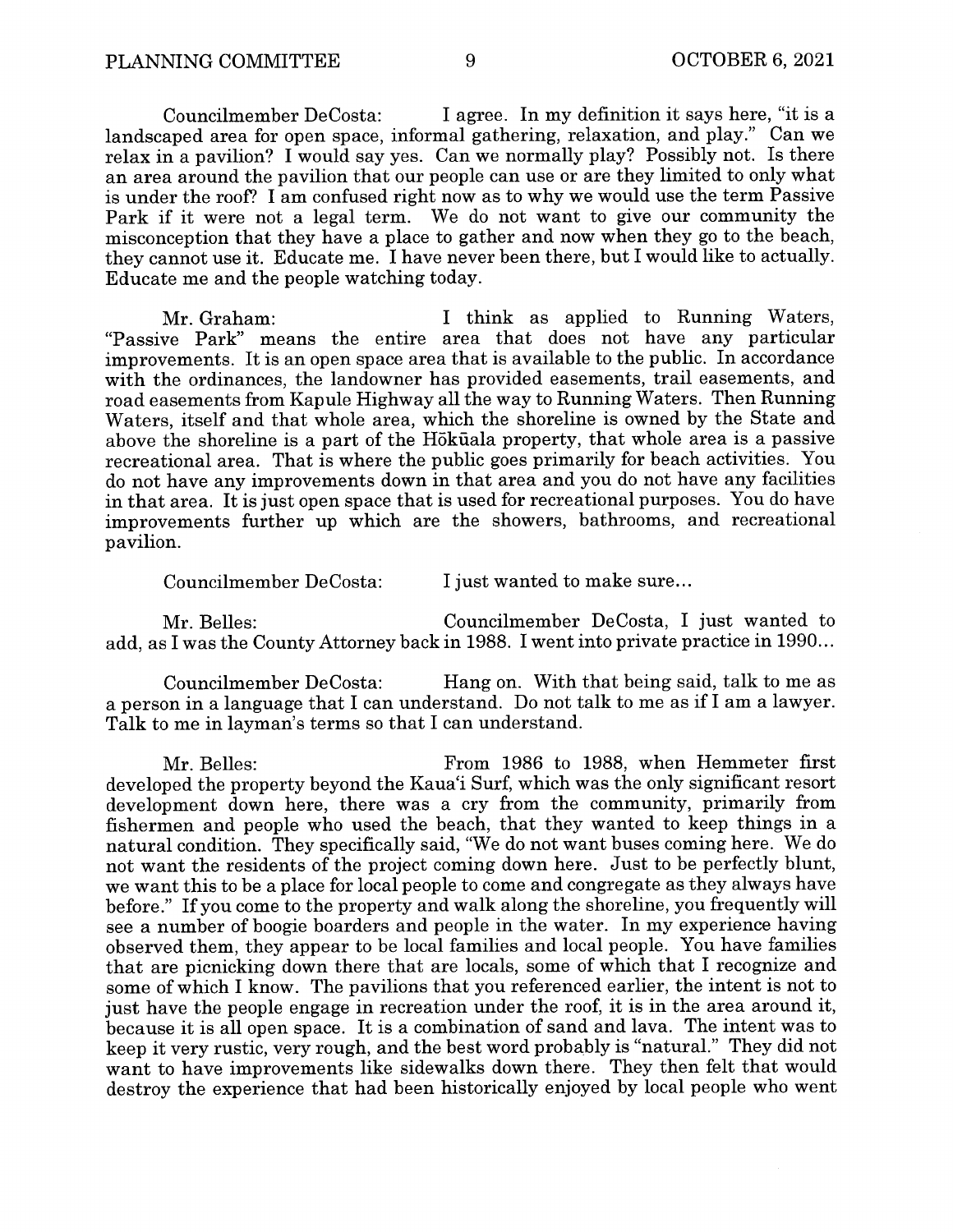Councilmember DeCosta: I agree. In my definition it says here, "it is a landscaped area for open space, informal gathering, relaxation, and play." Can we relax in a pavilion? I would say yes. Can we normally play? Possibly not. Is there an area around the pavilion that our people can use or are they limited to only what is under the roof? I am confused right now as to why we would use the term Passive Park if it were not a legal term. We do not want to give our community the misconception that they have a place to gather and now when they go to the beach, they cannot use it. Educate me. I have never been there, but I would like to actually. Educate me and the people watching today.

Mr. Graham: I think as applied to Running Waters, "Passive Park" means the entire area that does not have any particular improvements. It is an open space area that is available to the public. In accordance with the ordinances, the landowner has provided easements, trail easements, and road easements from Kapule Highway all the way to Running Waters. Then Running Waters, itself and that whole area, which the shoreline is owned by the State and above the shoreline is a part of the Hōkūala property, that whole area is a passive recreational area. That is where the public goes primarily for beach activities. You do not have any improvements down in that area and you do not have any facilities in that area. It is just open space that is used for recreational purposes. You do have improvements further up which are the showers, bathrooms, and recreational pavilion.

Councilmember DeCosta: I just wanted to make sure...

Mr. Belles: Councilmember DeCosta, I just wanted to add, as I was the County Attorney back in 1988. I went into private practice in 1990...

Councilmember DeCosta: Hang on. With that being said, talk to me as a person in a language that I can understand. Do not talk to me as if I am a lawyer. Talk to me in layman's terms so that I can understand.

Mr. Belles: From 1986 to 1988, when Hemmeter first developed the property beyond the Kaua'i Surf, which was the only significant resort development down here, there was a cry from the community, primarily from fishermen and people who used the beach, that they wanted to keep things in a natural condition. They specifically said, "We do not want buses coming here. We do not want the residents of the project coming down here. Just to be perfectly blunt, we want this to be a place for local people to come and congregate as they always have before." If you come to the property and walk along the shoreline, you frequently will see a number of boogie boarders and people in the water. In my experience having observed them, they appear to be local families and local people. You have families that are picnicking down there that are locals, some of which that I recognize and some of which I know. The pavilions that you referenced earlier, the intent is not to just have the people engage in recreation under the roof, it is in the area around it, because it is all open space. It is a combination of sand and lava. The intent was to keep it very rustic, very rough, and the best word probably is "natural." They did not want to have improvements like sidewalks down there. They then felt that would destroy the experience that had been historically enjoyed by local people who went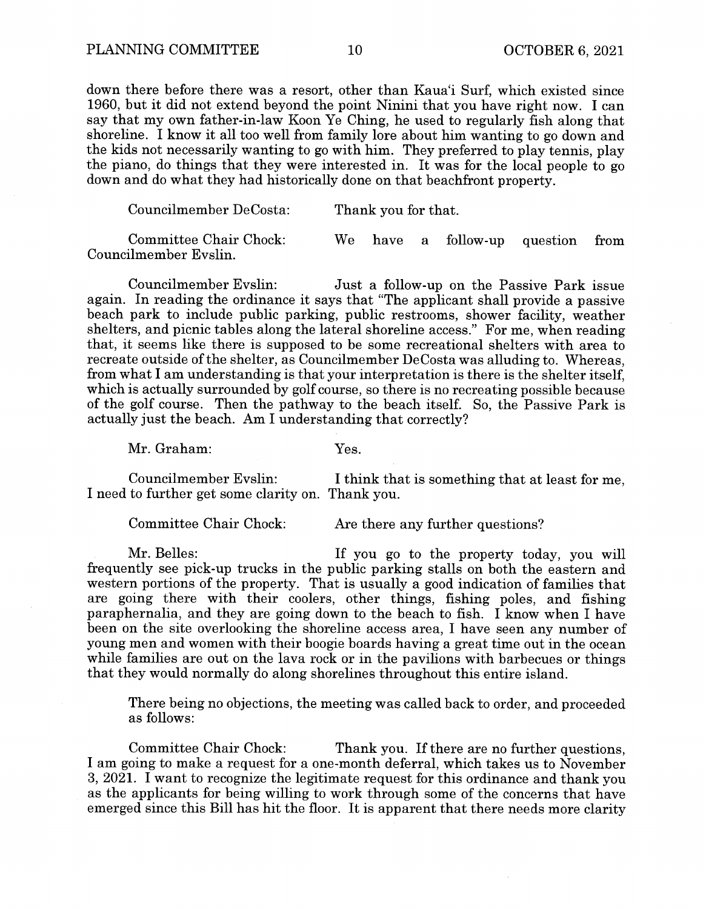down there before there was a resort, other than Kaua'i Surf, which existed since 1960, but it did not extend beyond the point Ninini that you have right now. I can say that my own father-in-law Koon Ye Ching, he used to regularly fish along that shoreline. I know it all too well from family lore about him wanting to go down and the kids not necessarily wanting to go with him. They preferred to play tennis, play the piano, do things that they were interested in. It was for the local people to go down and do what they had historically done on that beachfront property.

Councilmember DeCosta: Thank you for that.

Committee Chair Chock: We have a follow-up question from Councilmember Evslin.

Councilmember Evslin: Just a follow-up on the Passive Park issue again. In reading the ordinance it says that "The applicant shall provide a passive beach park to include public parking, public restrooms, shower facility, weather shelters, and picnic tables along the lateral shoreline access." For me, when reading that, it seems like there is supposed to be some recreational shelters with area to recreate outside of the shelter, as Councilmember DeCosta was alluding to. Whereas, from what I am understanding is that your interpretation is there is the shelter itself, which is actually surrounded by golf course, so there is no recreating possible because of the golf course. Then the pathway to the beach itself. So, the Passive Park is actually just the beach. Am I understanding that correctly?

Mr. Graham: Yes.

Councilmember Evslin: I think that is something that at least for me, I need to further get some clarity on. Thank you.

Committee Chair Chock: Are there any further questions?

Mr. Belles: If you go to the property today, you will frequently see pick-up trucks in the public parking stalls on both the eastern and western portions of the property. That is usually a good indication of families that are going there with their coolers, other things, fishing poles, and fishing paraphernalia, and they are going down to the beach to fish. I know when I have been on the site overlooking the shoreline access area, I have seen any number of young men and women with their boogie boards having a great time out in the ocean while families are out on the lava rock or in the pavilions with barbecues or things that they would normally do along shorelines throughout this entire island.

There being no objections, the meeting was called back to order, and proceeded as follows:

Committee Chair Chock: Thank you. If there are no further questions, I am going to make a request for a one-month deferral, which takes us to November 3, 2021. I want to recognize the legitimate request for this ordinance and thank you as the applicants for being willing to work through some of the concerns that have emerged since this Bill has hit the floor. It is apparent that there needs more clarity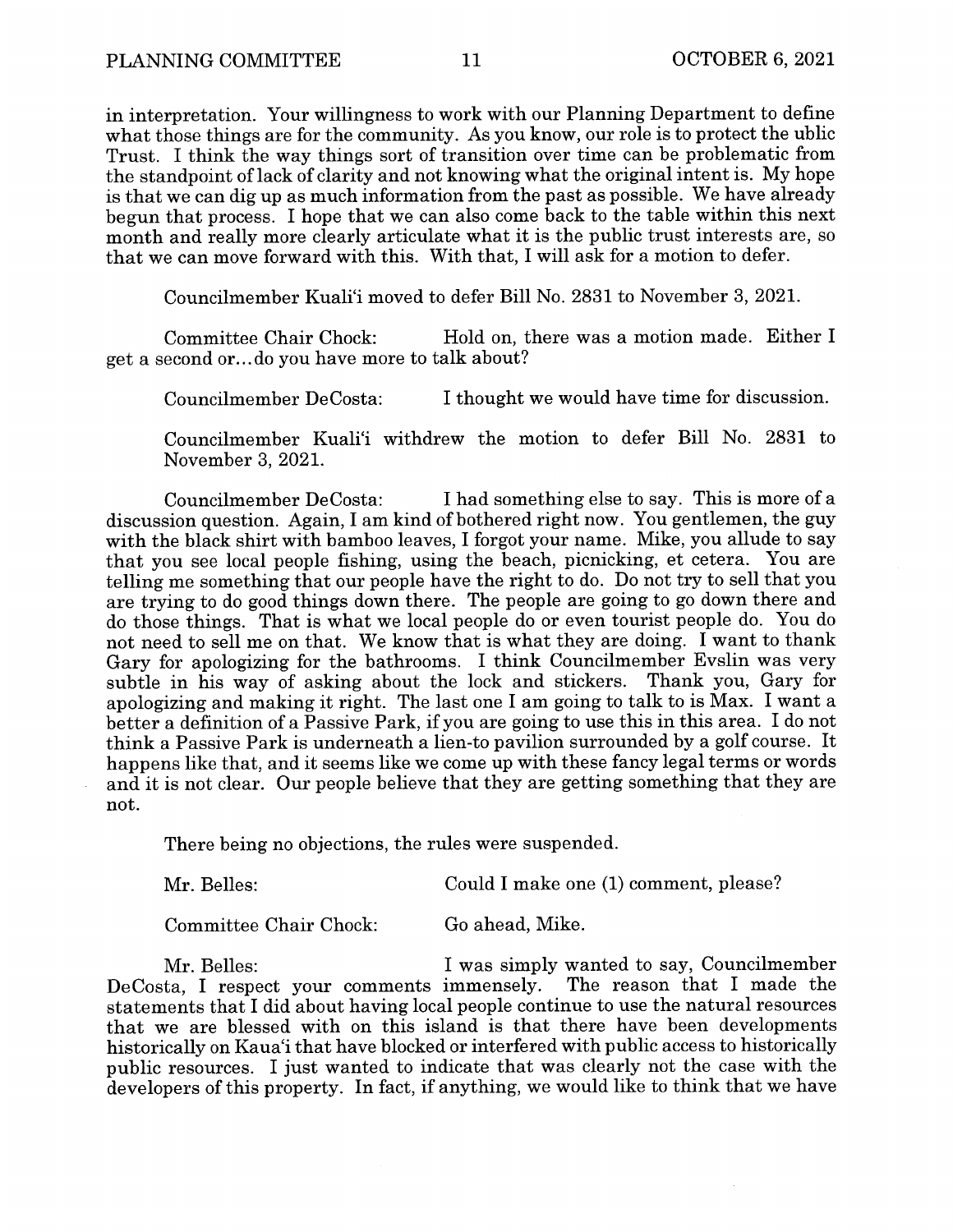in interpretation. Your willingness to work with our Planning Department to define what those things are for the community. As you know, our role is to protect the ublic Trust. I think the way things sort of transition over time can be problematic from the standpoint of lack of clarity and not knowing what the original intent is. My hope is that we can dig up as much information from the past as possible. We have already begun that process. I hope that we can also come back to the table within this next month and really more clearly articulate what it is the public trust interests are, so that we can move forward with this. With that, I will ask for a motion to defer.

Councilmember Kuali'i moved to defer Bill No. 2831 to November 3, 2021.

Committee Chair Chock: Hold on, there was a motion made. Either I get a second or...do you have more to talk about?

Councilmember DeCosta: I thought we would have time for discussion.

Councilmember Kuali'i withdrew the motion to defer Bill No. 2831 to November 3, 2021.

Councilmember DeCosta: I had something else to say. This is more of a discussion question. Again, I am kind of bothered right now. You gentlemen, the guy with the black shirt with bamboo leaves, I forgot your name. Mike, you allude to say that you see local people fishing, using the beach, picnicking, et cetera. You are telling me something that our people have the right to do. Do not try to sell that you are trying to do good things down there. The people are going to go down there and do those things. That is what we local people do or even tourist people do. You do not need to sell me on that. We know that is what they are doing. I want to thank Gary for apologizing for the bathrooms. I think Councilmember Evslin was very subtle in his way of asking about the lock and stickers. Thank you, Gary for apologizing and making it right. The last one I am going to talk to is Max. I want a better a definition of a Passive Park, if you are going to use this in this area. I do not think a Passive Park is underneath a lien-to pavilion surrounded by a golf course. It happens like that, and it seems like we come up with these fancy legal terms or words and it is not clear. Our people believe that they are getting something that they are not.

There being no objections, the rules were suspended.

Mr. Belles: Could I make one (1) comment, please?

Committee Chair Chock: Go ahead, Mike.

Mr. Belles: I was simply wanted to say, Councilmember DeCosta, I respect your comments immensely. The reason that I made the statements that I did about having local people continue to use the natural resources that we are blessed with on this island is that there have been developments historically on Kaua'i that have blocked or interfered with public access to historically public resources. I just wanted to indicate that was clearly not the case with the developers of this property. In fact, if anything, we would like to think that we have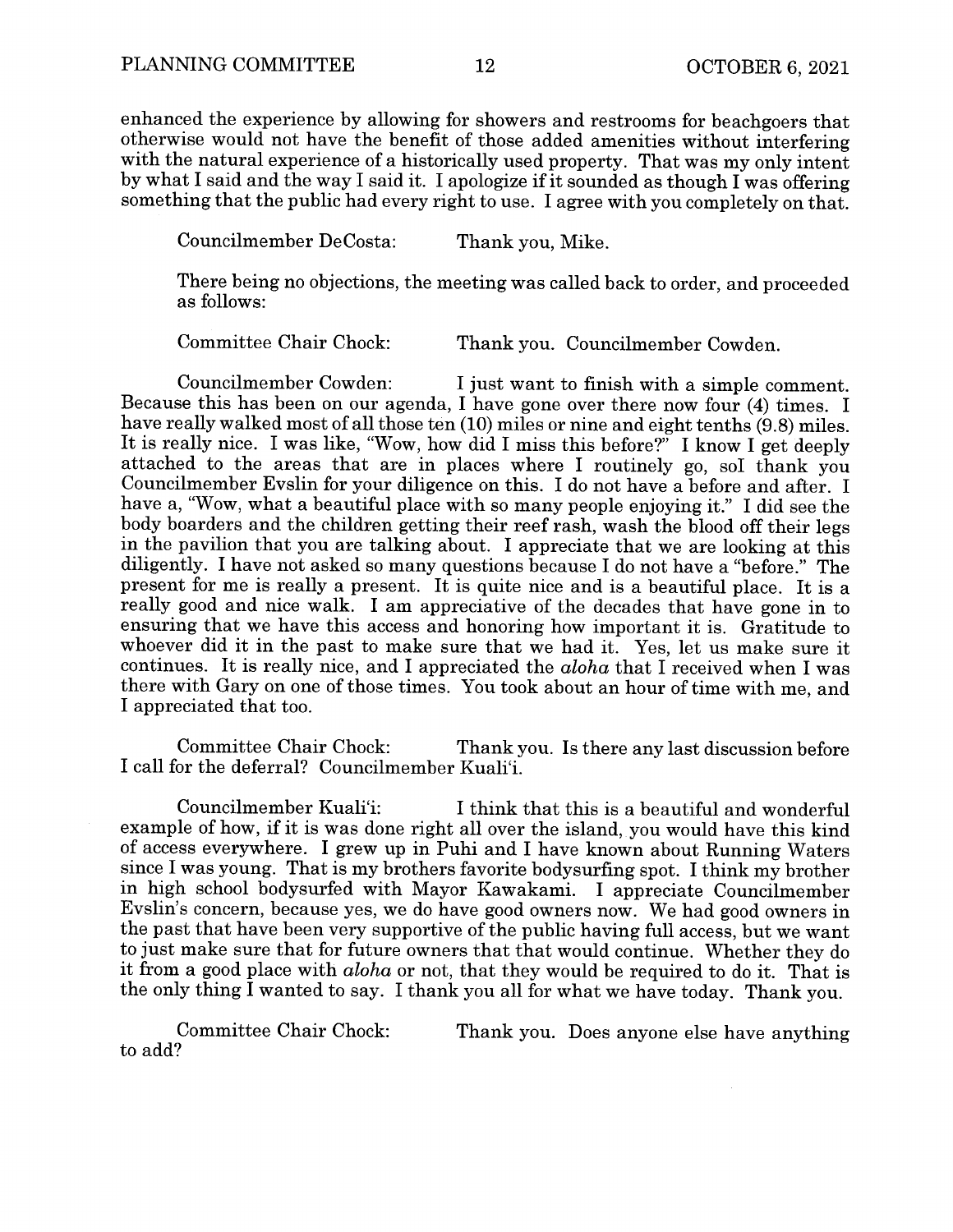enhanced the experience by allowing for showers and restrooms for beachgoers that otherwise would not have the benefit of those added amenities without interfering with the natural experience of a historically used property. That was my only intent by what I said and the way I said it. I apologize if it sounded as though I was offering something that the public had every right to use. I agree with you completely on that.

Councilmember DeCosta: Thank you, Mike.

There being no objections, the meeting was called back to order, and proceeded as follows:

Committee Chair Chock: Thank you. Councilmember Cowden.

Councilmember Cowden: I just want to finish with a simple comment. Because this has been on our agenda, I have gone over there now four (4) times. I have really walked most of all those ten (10) miles or nine and eight tenths (9.8) miles. It is really nice. I was like, "Wow, how did I miss this before?" I know I get deeply attached to the areas that are in places where I routinely go, soI thank you Councilmember Evslin for your diligence on this. I do not have a before and after. I have a, "Wow, what a beautiful place with so many people enjoying it." I did see the body boarders and the children getting their reef rash, wash the blood off their legs in the pavilion that you are talking about. I appreciate that we are looking at this diligently. I have not asked so many questions because I do not have a "before." The present for me is really a present. It is quite nice and is a beautiful place. It is a really good and nice walk. I am appreciative of the decades that have gone in to ensuring that we have this access and honoring how important it is. Gratitude to whoever did it in the past to make sure that we had it. Yes, let us make sure it continues. It is really nice, and I appreciated the *aloha* that I received when I was there with Gary on one of those times. You took about an hour of time with me, and I appreciated that too.

Committee Chair Chock: Thank you. Is there any last discussion before I call for the deferral? Councilmember Kuali'i.

Councilmember Kuali'i: I think that this is a beautiful and wonderful example of how, if it is was done right all over the island, you would have this kind of access everywhere. I grew up in Puhi and I have known about Running Waters since I was young. That is my brothers favorite bodysurfing spot. I think my brother in high school bodysurfed with Mayor Kawakami. I appreciate Councilmember Evslin's concern, because yes, we do have good owners now. We had good owners in the past that have been very supportive of the public having full access, but we want to just make sure that for future owners that that would continue. Whether they do it from a good place with *aloha* or not, that they would be required to do it. That is the only thing I wanted to say. I thank you all for what we have today. Thank you.

Committee Chair Chock: Thank you. Does anyone else have anything to add?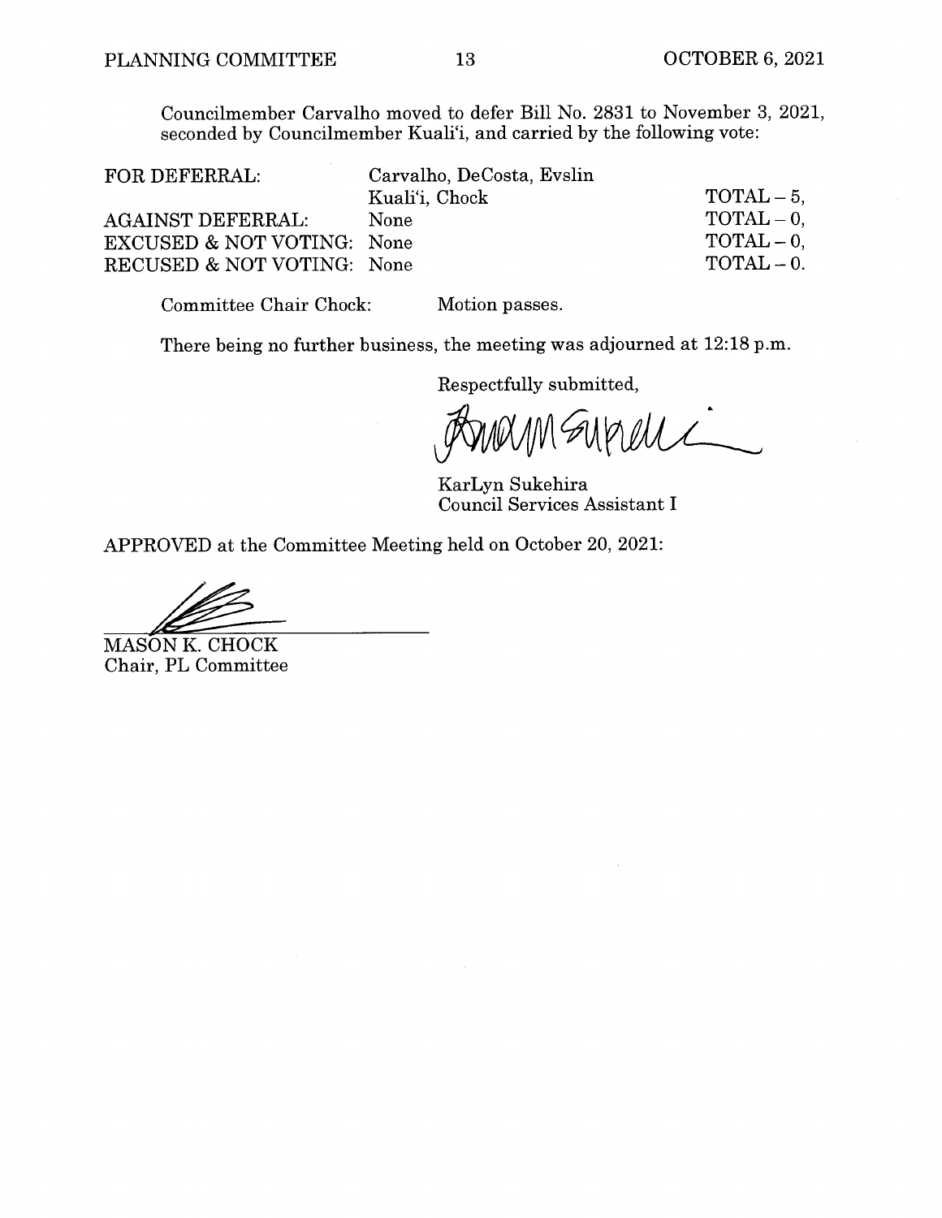Councilmember Carvalho moved to defer Bill No. 2831 to November 3, 2021, seconded by Councilmember Kuali'i, and carried by the following vote:

| | | |
|---|---|---|
| FOR DEFERRAL: | Carvalho, DeCosta, Evslin Kuali'i, Chock | TOTAL – 5, |
| AGAINST DEFERRAL: | None | TOTAL – 0, |
| EXCUSED & NOT VOTING: | None | TOTAL – 0, |
| RECUSED & NOT VOTING: | None | TOTAL – 0. |

Committee Chair Chock: Motion passes.

There being no further business, the meeting was adjourned at 12:18 p.m.

Respectfully submitted,

KarLyn Sukehira
Council Services Assistant I

APPROVED at the Committee Meeting held on October 20, 2021:

MASON K. CHOCK
Chair, PL Committee